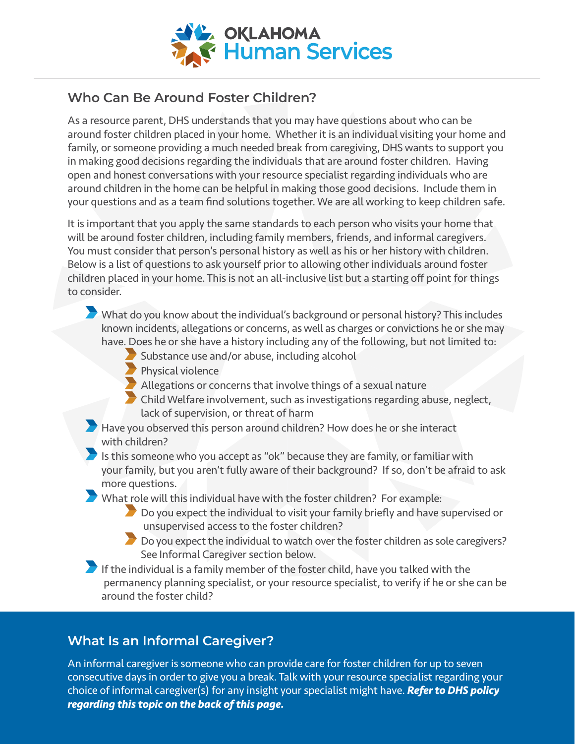OKLAHOMA Human Services

## Who Can Be Around Foster Children?

As a resource parent, DHS understands that you may have questions about who can be around foster children placed in your home. Whether it is an individual visiting your home and family, or someone providing a much needed break from caregiving, DHS wants to support you in making good decisions regarding the individuals that are around foster children. Having open and honest conversations with your resource specialist regarding individuals who are around children in the home can be helpful in making those good decisions. Include them in your questions and as a team find solutions together. We are all working to keep children safe.

It is important that you apply the same standards to each person who visits your home that will be around foster children, including family members, friends, and informal caregivers. You must consider that person's personal history as well as his or her history with children. Below is a list of questions to ask yourself prior to allowing other individuals around foster children placed in your home. This is not an all-inclusive list but a starting off point for things to consider.

- What do you know about the individual's background or personal history? This includes known incidents, allegations or concerns, as well as charges or convictions he or she may have. Does he or she have a history including any of the following, but not limited to:
  - Substance use and/or abuse, including alcohol
  - Physical violence
  - Allegations or concerns that involve things of a sexual nature
  - Child Welfare involvement, such as investigations regarding abuse, neglect, lack of supervision, or threat of harm
- Have you observed this person around children? How does he or she interact with children?
- Is this someone who you accept as "ok" because they are family, or familiar with your family, but you aren't fully aware of their background? If so, don't be afraid to ask more questions.
- What role will this individual have with the foster children? For example:
  - Do you expect the individual to visit your family briefly and have supervised or unsupervised access to the foster children?
  - Do you expect the individual to watch over the foster children as sole caregivers? See Informal Caregiver section below.
- If the individual is a family member of the foster child, have you talked with the permanency planning specialist, or your resource specialist, to verify if he or she can be around the foster child?

## What Is an Informal Caregiver?

An informal caregiver is someone who can provide care for foster children for up to seven consecutive days in order to give you a break. Talk with your resource specialist regarding your choice of informal caregiver(s) for any insight your specialist might have. ***Refer to DHS policy regarding this topic on the back of this page.***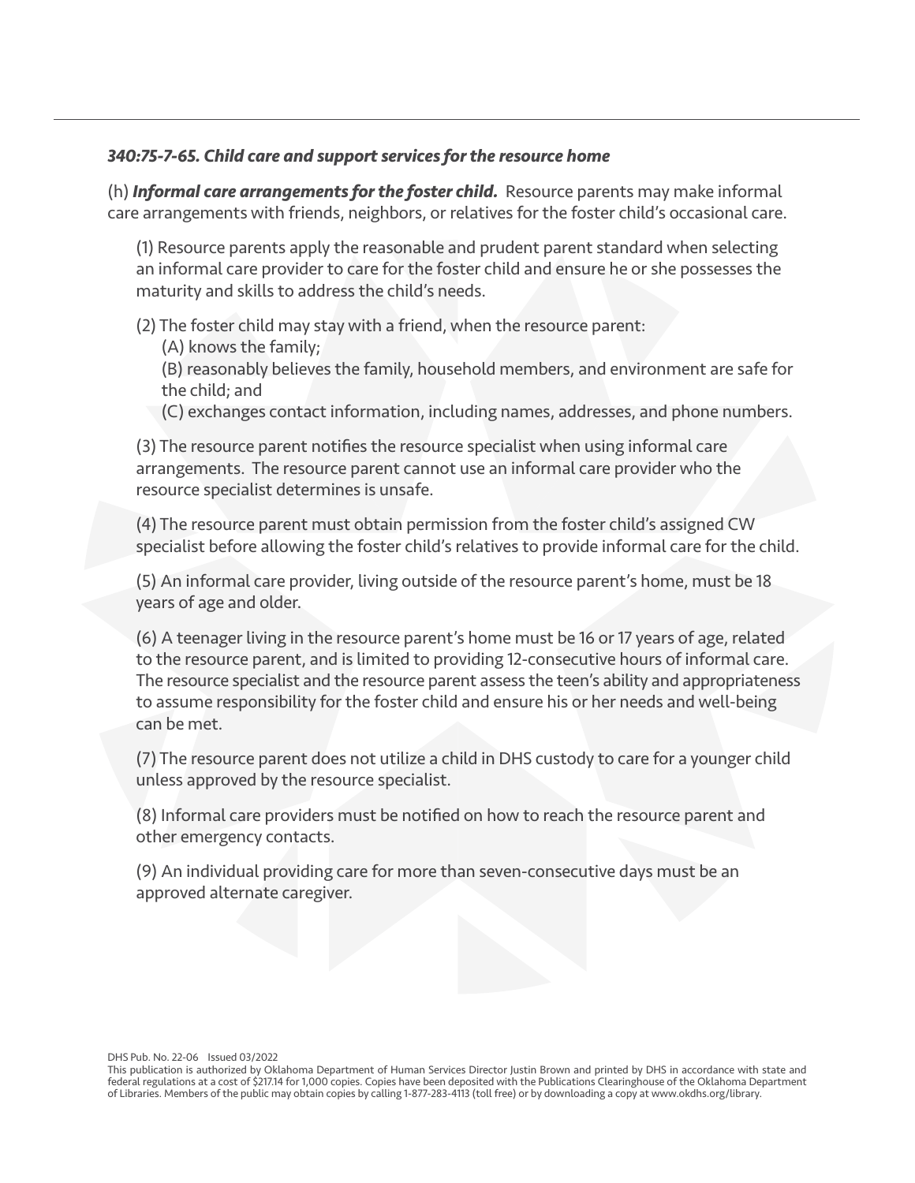### *340:75-7-65. Child care and support services for the resource home*

(h) ***Informal care arrangements for the foster child.*** Resource parents may make informal care arrangements with friends, neighbors, or relatives for the foster child's occasional care.

(1) Resource parents apply the reasonable and prudent parent standard when selecting an informal care provider to care for the foster child and ensure he or she possesses the maturity and skills to address the child's needs.

(2) The foster child may stay with a friend, when the resource parent:

(A) knows the family;

(B) reasonably believes the family, household members, and environment are safe for the child; and

(C) exchanges contact information, including names, addresses, and phone numbers.

(3) The resource parent notifies the resource specialist when using informal care arrangements. The resource parent cannot use an informal care provider who the resource specialist determines is unsafe.

(4) The resource parent must obtain permission from the foster child's assigned CW specialist before allowing the foster child's relatives to provide informal care for the child.

(5) An informal care provider, living outside of the resource parent's home, must be 18 years of age and older.

(6) A teenager living in the resource parent's home must be 16 or 17 years of age, related to the resource parent, and is limited to providing 12-consecutive hours of informal care. The resource specialist and the resource parent assess the teen's ability and appropriateness to assume responsibility for the foster child and ensure his or her needs and well-being can be met.

(7) The resource parent does not utilize a child in DHS custody to care for a younger child unless approved by the resource specialist.

(8) Informal care providers must be notified on how to reach the resource parent and other emergency contacts.

(9) An individual providing care for more than seven-consecutive days must be an approved alternate caregiver.

DHS Pub. No. 22-06 Issued 03/2022

This publication is authorized by Oklahoma Department of Human Services Director Justin Brown and printed by DHS in accordance with state and federal regulations at a cost of $217.14 for 1,000 copies. Copies have been deposited with the Publications Clearinghouse of the Oklahoma Department of Libraries. Members of the public may obtain copies by calling 1-877-283-4113 (toll free) or by downloading a copy at www.okdhs.org/library.